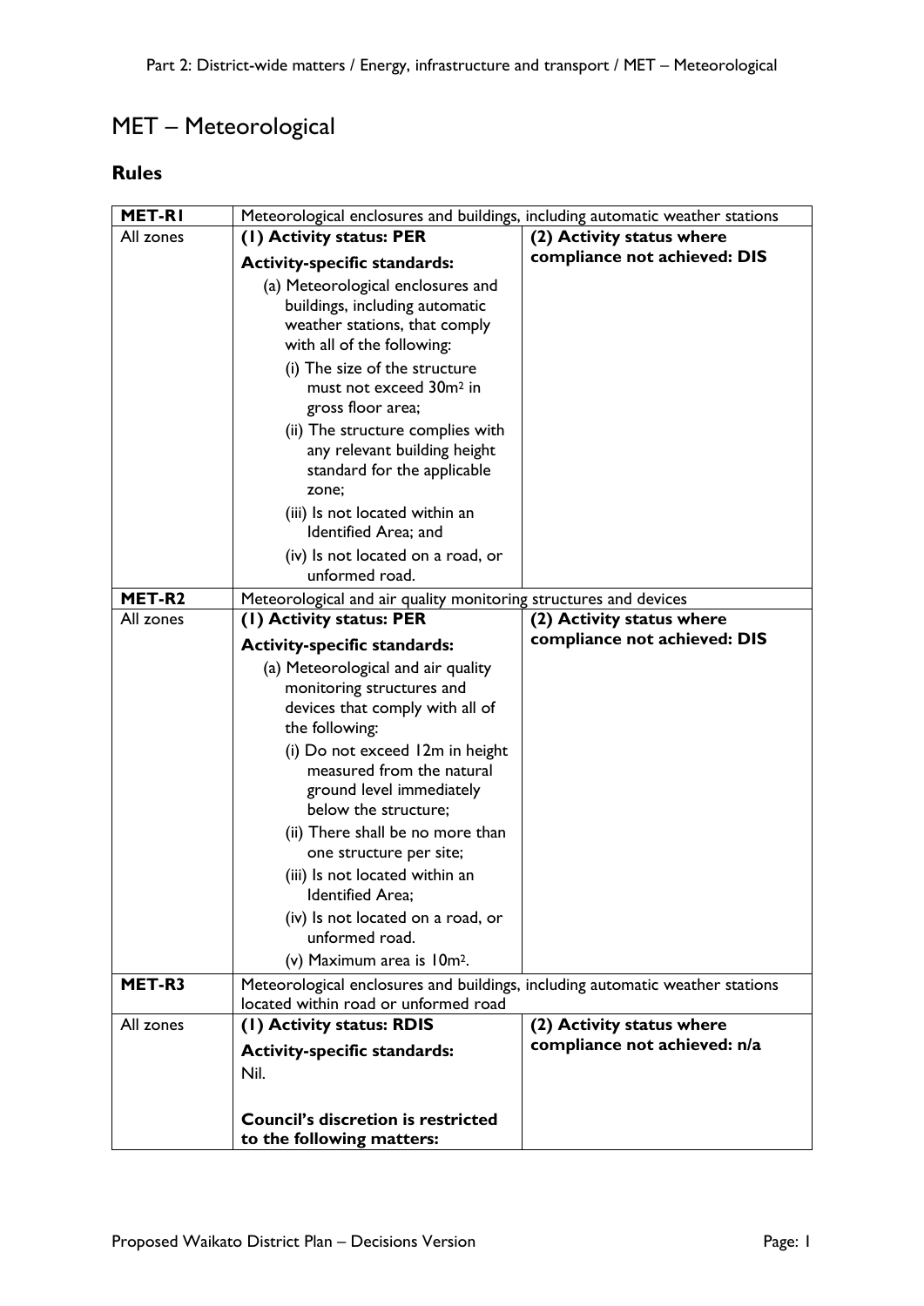// MET – Meteorological

## Rules

| MET-R1 | Meteorological enclosures and buildings, including automatic weather stations | |
|---|---|---|
| All zones | **(1) Activity status: PER**<br><br>**Activity-specific standards:**<br><br>(a) Meteorological enclosures and buildings, including automatic weather stations, that comply with all of the following:<br><br>(i) The size of the structure must not exceed 30m$^2$ in gross floor area;<br><br>(ii) The structure complies with any relevant building height standard for the applicable zone;<br><br>(iii) Is not located within an Identified Area; and<br><br>(iv) Is not located on a road, or unformed road. | **(2) Activity status where compliance not achieved: DIS** |
| **MET-R2** | Meteorological and air quality monitoring structures and devices | |
| All zones | **(1) Activity status: PER**<br><br>**Activity-specific standards:**<br><br>(a) Meteorological and air quality monitoring structures and devices that comply with all of the following:<br><br>(i) Do not exceed 12m in height measured from the natural ground level immediately below the structure;<br><br>(ii) There shall be no more than one structure per site;<br><br>(iii) Is not located within an Identified Area;<br><br>(iv) Is not located on a road, or unformed road.<br><br>(v) Maximum area is 10m$^2$. | **(2) Activity status where compliance not achieved: DIS** |
| **MET-R3** | Meteorological enclosures and buildings, including automatic weather stations located within road or unformed road | |
| All zones | **(1) Activity status: RDIS**<br><br>**Activity-specific standards:**<br><br>Nil.<br><br>**Council's discretion is restricted to the following matters:** | **(2) Activity status where compliance not achieved: n/a** |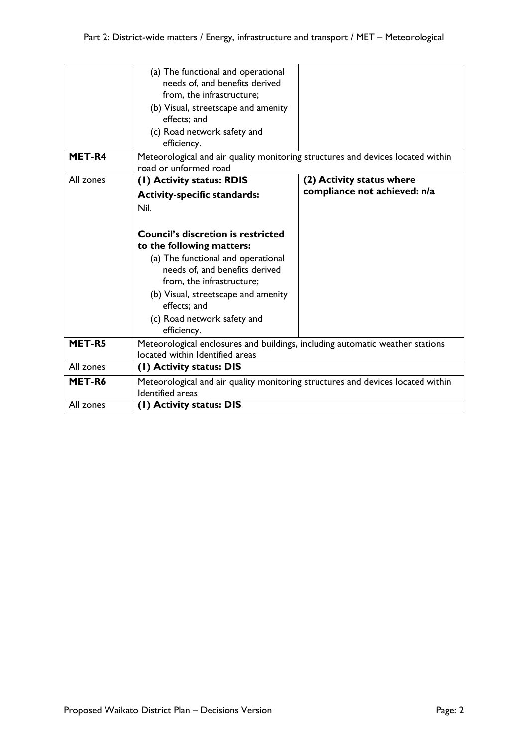| | | |
|---|---|---|
| | (a) The functional and operational needs of, and benefits derived from, the infrastructure;<br>(b) Visual, streetscape and amenity effects; and<br>(c) Road network safety and efficiency. | |
| **MET-R4** | Meteorological and air quality monitoring structures and devices located within road or unformed road | |
| All zones | **(1) Activity status: RDIS**<br>**Activity-specific standards:**<br>Nil.<br><br>**Council's discretion is restricted to the following matters:**<br>(a) The functional and operational needs of, and benefits derived from, the infrastructure;<br>(b) Visual, streetscape and amenity effects; and<br>(c) Road network safety and efficiency. | **(2) Activity status where compliance not achieved: n/a** |
| **MET-R5** | Meteorological enclosures and buildings, including automatic weather stations located within Identified areas | |
| All zones | **(1) Activity status: DIS** | |
| **MET-R6** | Meteorological and air quality monitoring structures and devices located within Identified areas | |
| All zones | **(1) Activity status: DIS** | |